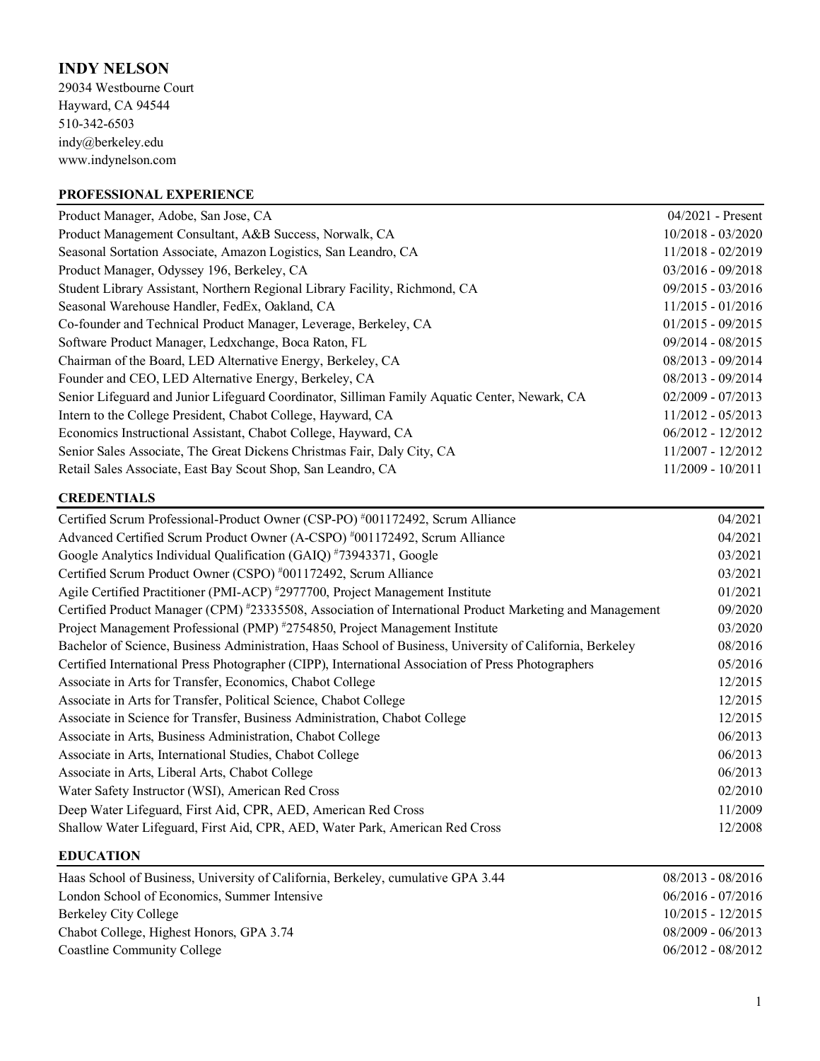# INDY NELSON

29034 Westbourne Court
Hayward, CA 94544
510-342-6503
indy@berkeley.edu
www.indynelson.com

## PROFESSIONAL EXPERIENCE

| | |
|---|---|
| Product Manager, Adobe, San Jose, CA | 04/2021 - Present |
| Product Management Consultant, A&B Success, Norwalk, CA | 10/2018 - 03/2020 |
| Seasonal Sortation Associate, Amazon Logistics, San Leandro, CA | 11/2018 - 02/2019 |
| Product Manager, Odyssey 196, Berkeley, CA | 03/2016 - 09/2018 |
| Student Library Assistant, Northern Regional Library Facility, Richmond, CA | 09/2015 - 03/2016 |
| Seasonal Warehouse Handler, FedEx, Oakland, CA | 11/2015 - 01/2016 |
| Co-founder and Technical Product Manager, Leverage, Berkeley, CA | 01/2015 - 09/2015 |
| Software Product Manager, Ledxchange, Boca Raton, FL | 09/2014 - 08/2015 |
| Chairman of the Board, LED Alternative Energy, Berkeley, CA | 08/2013 - 09/2014 |
| Founder and CEO, LED Alternative Energy, Berkeley, CA | 08/2013 - 09/2014 |
| Senior Lifeguard and Junior Lifeguard Coordinator, Silliman Family Aquatic Center, Newark, CA | 02/2009 - 07/2013 |
| Intern to the College President, Chabot College, Hayward, CA | 11/2012 - 05/2013 |
| Economics Instructional Assistant, Chabot College, Hayward, CA | 06/2012 - 12/2012 |
| Senior Sales Associate, The Great Dickens Christmas Fair, Daly City, CA | 11/2007 - 12/2012 |
| Retail Sales Associate, East Bay Scout Shop, San Leandro, CA | 11/2009 - 10/2011 |

## CREDENTIALS

| | |
|---|---|
| Certified Scrum Professional-Product Owner (CSP-PO) #001172492, Scrum Alliance | 04/2021 |
| Advanced Certified Scrum Product Owner (A-CSPO) #001172492, Scrum Alliance | 04/2021 |
| Google Analytics Individual Qualification (GAIQ) #73943371, Google | 03/2021 |
| Certified Scrum Product Owner (CSPO) #001172492, Scrum Alliance | 03/2021 |
| Agile Certified Practitioner (PMI-ACP) #2977700, Project Management Institute | 01/2021 |
| Certified Product Manager (CPM) #23335508, Association of International Product Marketing and Management | 09/2020 |
| Project Management Professional (PMP) #2754850, Project Management Institute | 03/2020 |
| Bachelor of Science, Business Administration, Haas School of Business, University of California, Berkeley | 08/2016 |
| Certified International Press Photographer (CIPP), International Association of Press Photographers | 05/2016 |
| Associate in Arts for Transfer, Economics, Chabot College | 12/2015 |
| Associate in Arts for Transfer, Political Science, Chabot College | 12/2015 |
| Associate in Science for Transfer, Business Administration, Chabot College | 12/2015 |
| Associate in Arts, Business Administration, Chabot College | 06/2013 |
| Associate in Arts, International Studies, Chabot College | 06/2013 |
| Associate in Arts, Liberal Arts, Chabot College | 06/2013 |
| Water Safety Instructor (WSI), American Red Cross | 02/2010 |
| Deep Water Lifeguard, First Aid, CPR, AED, American Red Cross | 11/2009 |
| Shallow Water Lifeguard, First Aid, CPR, AED, Water Park, American Red Cross | 12/2008 |

## EDUCATION

| | |
|---|---|
| Haas School of Business, University of California, Berkeley, cumulative GPA 3.44 | 08/2013 - 08/2016 |
| London School of Economics, Summer Intensive | 06/2016 - 07/2016 |
| Berkeley City College | 10/2015 - 12/2015 |
| Chabot College, Highest Honors, GPA 3.74 | 08/2009 - 06/2013 |
| Coastline Community College | 06/2012 - 08/2012 |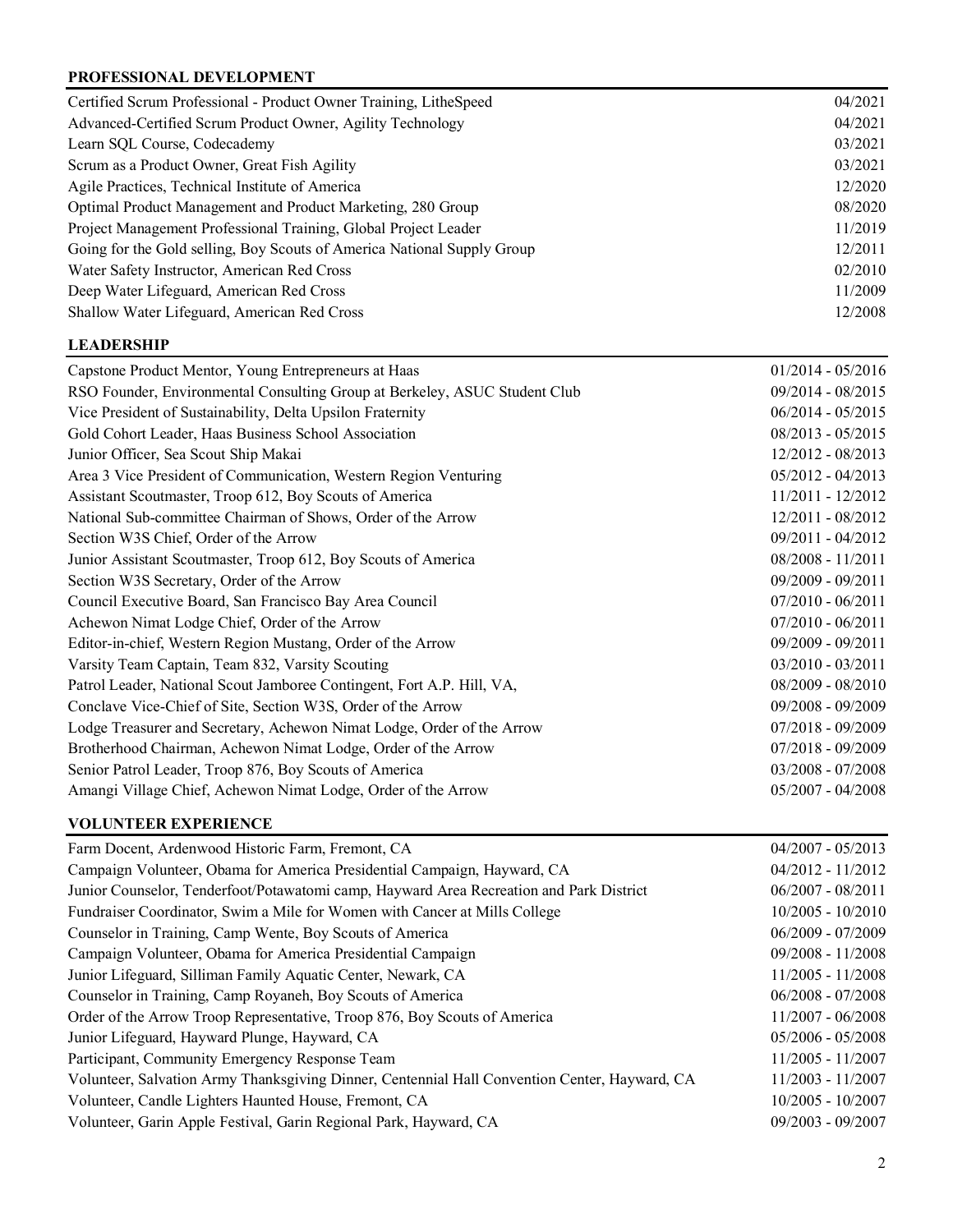## PROFESSIONAL DEVELOPMENT

| | |
|---|---|
| Certified Scrum Professional - Product Owner Training, LitheSpeed | 04/2021 |
| Advanced-Certified Scrum Product Owner, Agility Technology | 04/2021 |
| Learn SQL Course, Codecademy | 03/2021 |
| Scrum as a Product Owner, Great Fish Agility | 03/2021 |
| Agile Practices, Technical Institute of America | 12/2020 |
| Optimal Product Management and Product Marketing, 280 Group | 08/2020 |
| Project Management Professional Training, Global Project Leader | 11/2019 |
| Going for the Gold selling, Boy Scouts of America National Supply Group | 12/2011 |
| Water Safety Instructor, American Red Cross | 02/2010 |
| Deep Water Lifeguard, American Red Cross | 11/2009 |
| Shallow Water Lifeguard, American Red Cross | 12/2008 |

## LEADERSHIP

| | |
|---|---|
| Capstone Product Mentor, Young Entrepreneurs at Haas | 01/2014 - 05/2016 |
| RSO Founder, Environmental Consulting Group at Berkeley, ASUC Student Club | 09/2014 - 08/2015 |
| Vice President of Sustainability, Delta Upsilon Fraternity | 06/2014 - 05/2015 |
| Gold Cohort Leader, Haas Business School Association | 08/2013 - 05/2015 |
| Junior Officer, Sea Scout Ship Makai | 12/2012 - 08/2013 |
| Area 3 Vice President of Communication, Western Region Venturing | 05/2012 - 04/2013 |
| Assistant Scoutmaster, Troop 612, Boy Scouts of America | 11/2011 - 12/2012 |
| National Sub-committee Chairman of Shows, Order of the Arrow | 12/2011 - 08/2012 |
| Section W3S Chief, Order of the Arrow | 09/2011 - 04/2012 |
| Junior Assistant Scoutmaster, Troop 612, Boy Scouts of America | 08/2008 - 11/2011 |
| Section W3S Secretary, Order of the Arrow | 09/2009 - 09/2011 |
| Council Executive Board, San Francisco Bay Area Council | 07/2010 - 06/2011 |
| Achewon Nimat Lodge Chief, Order of the Arrow | 07/2010 - 06/2011 |
| Editor-in-chief, Western Region Mustang, Order of the Arrow | 09/2009 - 09/2011 |
| Varsity Team Captain, Team 832, Varsity Scouting | 03/2010 - 03/2011 |
| Patrol Leader, National Scout Jamboree Contingent, Fort A.P. Hill, VA, | 08/2009 - 08/2010 |
| Conclave Vice-Chief of Site, Section W3S, Order of the Arrow | 09/2008 - 09/2009 |
| Lodge Treasurer and Secretary, Achewon Nimat Lodge, Order of the Arrow | 07/2018 - 09/2009 |
| Brotherhood Chairman, Achewon Nimat Lodge, Order of the Arrow | 07/2018 - 09/2009 |
| Senior Patrol Leader, Troop 876, Boy Scouts of America | 03/2008 - 07/2008 |
| Amangi Village Chief, Achewon Nimat Lodge, Order of the Arrow | 05/2007 - 04/2008 |

## VOLUNTEER EXPERIENCE

| | |
|---|---|
| Farm Docent, Ardenwood Historic Farm, Fremont, CA | 04/2007 - 05/2013 |
| Campaign Volunteer, Obama for America Presidential Campaign, Hayward, CA | 04/2012 - 11/2012 |
| Junior Counselor, Tenderfoot/Potawatomi camp, Hayward Area Recreation and Park District | 06/2007 - 08/2011 |
| Fundraiser Coordinator, Swim a Mile for Women with Cancer at Mills College | 10/2005 - 10/2010 |
| Counselor in Training, Camp Wente, Boy Scouts of America | 06/2009 - 07/2009 |
| Campaign Volunteer, Obama for America Presidential Campaign | 09/2008 - 11/2008 |
| Junior Lifeguard, Silliman Family Aquatic Center, Newark, CA | 11/2005 - 11/2008 |
| Counselor in Training, Camp Royaneh, Boy Scouts of America | 06/2008 - 07/2008 |
| Order of the Arrow Troop Representative, Troop 876, Boy Scouts of America | 11/2007 - 06/2008 |
| Junior Lifeguard, Hayward Plunge, Hayward, CA | 05/2006 - 05/2008 |
| Participant, Community Emergency Response Team | 11/2005 - 11/2007 |
| Volunteer, Salvation Army Thanksgiving Dinner, Centennial Hall Convention Center, Hayward, CA | 11/2003 - 11/2007 |
| Volunteer, Candle Lighters Haunted House, Fremont, CA | 10/2005 - 10/2007 |
| Volunteer, Garin Apple Festival, Garin Regional Park, Hayward, CA | 09/2003 - 09/2007 |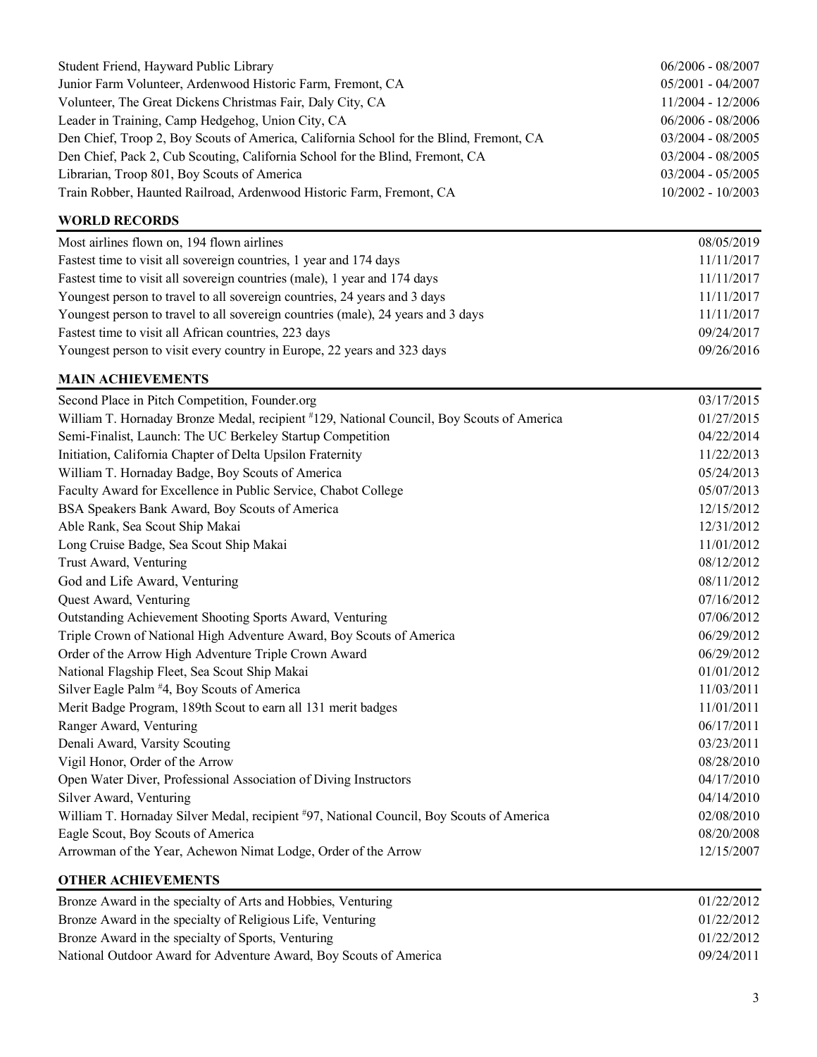| | |
|---|---|
| Student Friend, Hayward Public Library | 06/2006 - 08/2007 |
| Junior Farm Volunteer, Ardenwood Historic Farm, Fremont, CA | 05/2001 - 04/2007 |
| Volunteer, The Great Dickens Christmas Fair, Daly City, CA | 11/2004 - 12/2006 |
| Leader in Training, Camp Hedgehog, Union City, CA | 06/2006 - 08/2006 |
| Den Chief, Troop 2, Boy Scouts of America, California School for the Blind, Fremont, CA | 03/2004 - 08/2005 |
| Den Chief, Pack 2, Cub Scouting, California School for the Blind, Fremont, CA | 03/2004 - 08/2005 |
| Librarian, Troop 801, Boy Scouts of America | 03/2004 - 05/2005 |
| Train Robber, Haunted Railroad, Ardenwood Historic Farm, Fremont, CA | 10/2002 - 10/2003 |

## WORLD RECORDS

| | |
|---|---|
| Most airlines flown on, 194 flown airlines | 08/05/2019 |
| Fastest time to visit all sovereign countries, 1 year and 174 days | 11/11/2017 |
| Fastest time to visit all sovereign countries (male), 1 year and 174 days | 11/11/2017 |
| Youngest person to travel to all sovereign countries, 24 years and 3 days | 11/11/2017 |
| Youngest person to travel to all sovereign countries (male), 24 years and 3 days | 11/11/2017 |
| Fastest time to visit all African countries, 223 days | 09/24/2017 |
| Youngest person to visit every country in Europe, 22 years and 323 days | 09/26/2016 |

## MAIN ACHIEVEMENTS

| | |
|---|---|
| Second Place in Pitch Competition, Founder.org | 03/17/2015 |
| William T. Hornaday Bronze Medal, recipient #129, National Council, Boy Scouts of America | 01/27/2015 |
| Semi-Finalist, Launch: The UC Berkeley Startup Competition | 04/22/2014 |
| Initiation, California Chapter of Delta Upsilon Fraternity | 11/22/2013 |
| William T. Hornaday Badge, Boy Scouts of America | 05/24/2013 |
| Faculty Award for Excellence in Public Service, Chabot College | 05/07/2013 |
| BSA Speakers Bank Award, Boy Scouts of America | 12/15/2012 |
| Able Rank, Sea Scout Ship Makai | 12/31/2012 |
| Long Cruise Badge, Sea Scout Ship Makai | 11/01/2012 |
| Trust Award, Venturing | 08/12/2012 |
| God and Life Award, Venturing | 08/11/2012 |
| Quest Award, Venturing | 07/16/2012 |
| Outstanding Achievement Shooting Sports Award, Venturing | 07/06/2012 |
| Triple Crown of National High Adventure Award, Boy Scouts of America | 06/29/2012 |
| Order of the Arrow High Adventure Triple Crown Award | 06/29/2012 |
| National Flagship Fleet, Sea Scout Ship Makai | 01/01/2012 |
| Silver Eagle Palm #4, Boy Scouts of America | 11/03/2011 |
| Merit Badge Program, 189th Scout to earn all 131 merit badges | 11/01/2011 |
| Ranger Award, Venturing | 06/17/2011 |
| Denali Award, Varsity Scouting | 03/23/2011 |
| Vigil Honor, Order of the Arrow | 08/28/2010 |
| Open Water Diver, Professional Association of Diving Instructors | 04/17/2010 |
| Silver Award, Venturing | 04/14/2010 |
| William T. Hornaday Silver Medal, recipient #97, National Council, Boy Scouts of America | 02/08/2010 |
| Eagle Scout, Boy Scouts of America | 08/20/2008 |
| Arrowman of the Year, Achewon Nimat Lodge, Order of the Arrow | 12/15/2007 |

## OTHER ACHIEVEMENTS

| | |
|---|---|
| Bronze Award in the specialty of Arts and Hobbies, Venturing | 01/22/2012 |
| Bronze Award in the specialty of Religious Life, Venturing | 01/22/2012 |
| Bronze Award in the specialty of Sports, Venturing | 01/22/2012 |
| National Outdoor Award for Adventure Award, Boy Scouts of America | 09/24/2011 |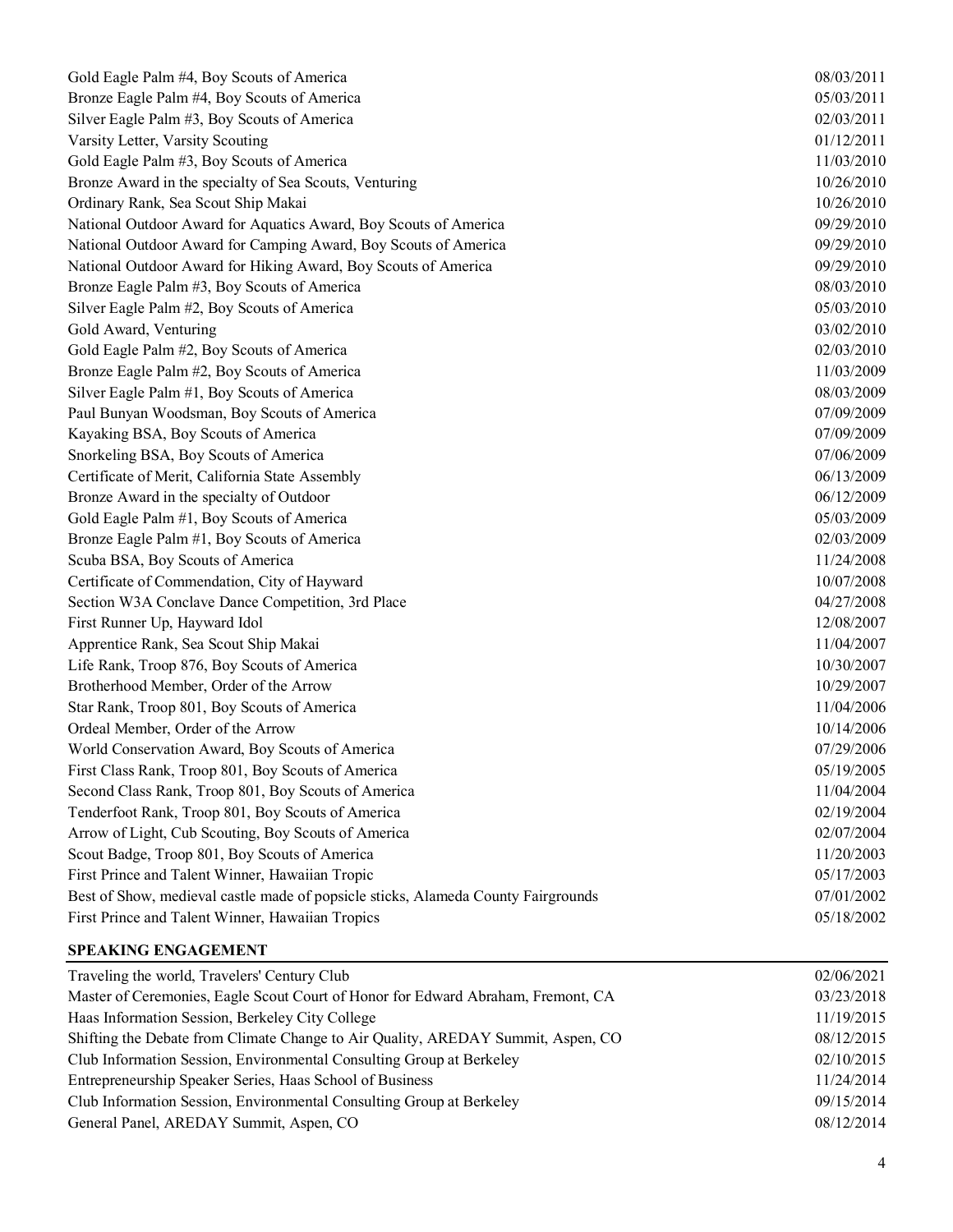| | |
|---|---|
| Gold Eagle Palm #4, Boy Scouts of America | 08/03/2011 |
| Bronze Eagle Palm #4, Boy Scouts of America | 05/03/2011 |
| Silver Eagle Palm #3, Boy Scouts of America | 02/03/2011 |
| Varsity Letter, Varsity Scouting | 01/12/2011 |
| Gold Eagle Palm #3, Boy Scouts of America | 11/03/2010 |
| Bronze Award in the specialty of Sea Scouts, Venturing | 10/26/2010 |
| Ordinary Rank, Sea Scout Ship Makai | 10/26/2010 |
| National Outdoor Award for Aquatics Award, Boy Scouts of America | 09/29/2010 |
| National Outdoor Award for Camping Award, Boy Scouts of America | 09/29/2010 |
| National Outdoor Award for Hiking Award, Boy Scouts of America | 09/29/2010 |
| Bronze Eagle Palm #3, Boy Scouts of America | 08/03/2010 |
| Silver Eagle Palm #2, Boy Scouts of America | 05/03/2010 |
| Gold Award, Venturing | 03/02/2010 |
| Gold Eagle Palm #2, Boy Scouts of America | 02/03/2010 |
| Bronze Eagle Palm #2, Boy Scouts of America | 11/03/2009 |
| Silver Eagle Palm #1, Boy Scouts of America | 08/03/2009 |
| Paul Bunyan Woodsman, Boy Scouts of America | 07/09/2009 |
| Kayaking BSA, Boy Scouts of America | 07/09/2009 |
| Snorkeling BSA, Boy Scouts of America | 07/06/2009 |
| Certificate of Merit, California State Assembly | 06/13/2009 |
| Bronze Award in the specialty of Outdoor | 06/12/2009 |
| Gold Eagle Palm #1, Boy Scouts of America | 05/03/2009 |
| Bronze Eagle Palm #1, Boy Scouts of America | 02/03/2009 |
| Scuba BSA, Boy Scouts of America | 11/24/2008 |
| Certificate of Commendation, City of Hayward | 10/07/2008 |
| Section W3A Conclave Dance Competition, 3rd Place | 04/27/2008 |
| First Runner Up, Hayward Idol | 12/08/2007 |
| Apprentice Rank, Sea Scout Ship Makai | 11/04/2007 |
| Life Rank, Troop 876, Boy Scouts of America | 10/30/2007 |
| Brotherhood Member, Order of the Arrow | 10/29/2007 |
| Star Rank, Troop 801, Boy Scouts of America | 11/04/2006 |
| Ordeal Member, Order of the Arrow | 10/14/2006 |
| World Conservation Award, Boy Scouts of America | 07/29/2006 |
| First Class Rank, Troop 801, Boy Scouts of America | 05/19/2005 |
| Second Class Rank, Troop 801, Boy Scouts of America | 11/04/2004 |
| Tenderfoot Rank, Troop 801, Boy Scouts of America | 02/19/2004 |
| Arrow of Light, Cub Scouting, Boy Scouts of America | 02/07/2004 |
| Scout Badge, Troop 801, Boy Scouts of America | 11/20/2003 |
| First Prince and Talent Winner, Hawaiian Tropic | 05/17/2003 |
| Best of Show, medieval castle made of popsicle sticks, Alameda County Fairgrounds | 07/01/2002 |
| First Prince and Talent Winner, Hawaiian Tropics | 05/18/2002 |

## SPEAKING ENGAGEMENT

| | |
|---|---|
| Traveling the world, Travelers' Century Club | 02/06/2021 |
| Master of Ceremonies, Eagle Scout Court of Honor for Edward Abraham, Fremont, CA | 03/23/2018 |
| Haas Information Session, Berkeley City College | 11/19/2015 |
| Shifting the Debate from Climate Change to Air Quality, AREDAY Summit, Aspen, CO | 08/12/2015 |
| Club Information Session, Environmental Consulting Group at Berkeley | 02/10/2015 |
| Entrepreneurship Speaker Series, Haas School of Business | 11/24/2014 |
| Club Information Session, Environmental Consulting Group at Berkeley | 09/15/2014 |
| General Panel, AREDAY Summit, Aspen, CO | 08/12/2014 |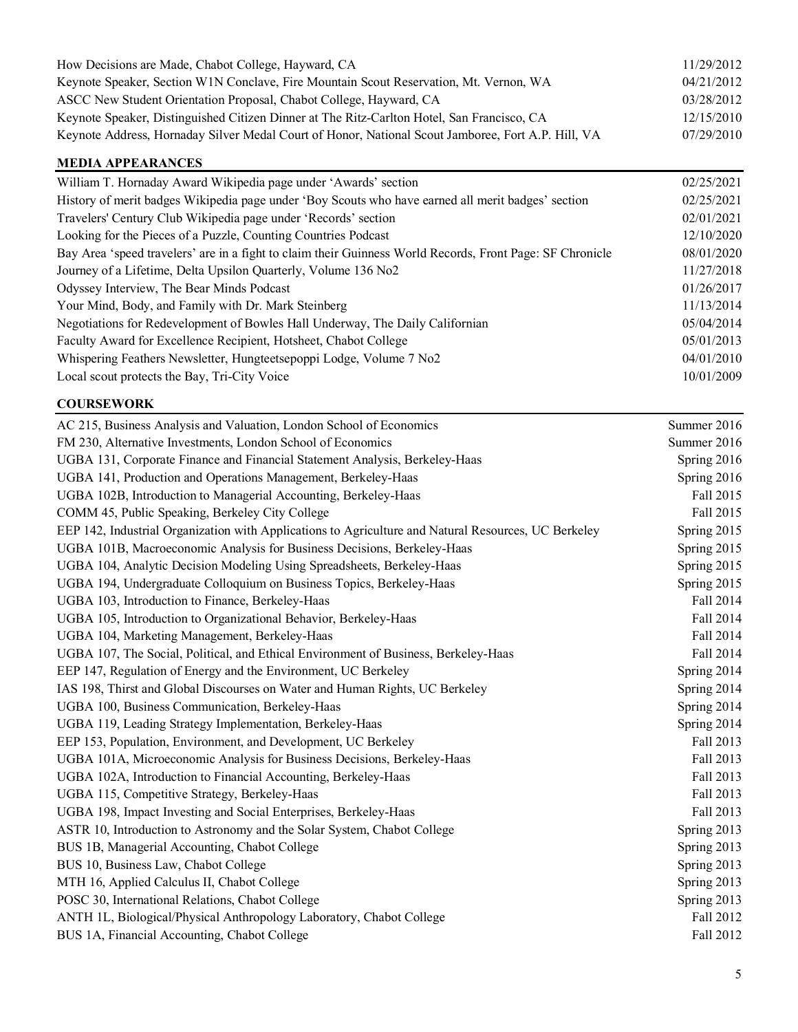| | |
|---|---|
| How Decisions are Made, Chabot College, Hayward, CA | 11/29/2012 |
| Keynote Speaker, Section W1N Conclave, Fire Mountain Scout Reservation, Mt. Vernon, WA | 04/21/2012 |
| ASCC New Student Orientation Proposal, Chabot College, Hayward, CA | 03/28/2012 |
| Keynote Speaker, Distinguished Citizen Dinner at The Ritz-Carlton Hotel, San Francisco, CA | 12/15/2010 |
| Keynote Address, Hornaday Silver Medal Court of Honor, National Scout Jamboree, Fort A.P. Hill, VA | 07/29/2010 |

## MEDIA APPEARANCES

| | |
|---|---|
| William T. Hornaday Award Wikipedia page under 'Awards' section | 02/25/2021 |
| History of merit badges Wikipedia page under 'Boy Scouts who have earned all merit badges' section | 02/25/2021 |
| Travelers' Century Club Wikipedia page under 'Records' section | 02/01/2021 |
| Looking for the Pieces of a Puzzle, Counting Countries Podcast | 12/10/2020 |
| Bay Area 'speed travelers' are in a fight to claim their Guinness World Records, Front Page: SF Chronicle | 08/01/2020 |
| Journey of a Lifetime, Delta Upsilon Quarterly, Volume 136 No2 | 11/27/2018 |
| Odyssey Interview, The Bear Minds Podcast | 01/26/2017 |
| Your Mind, Body, and Family with Dr. Mark Steinberg | 11/13/2014 |
| Negotiations for Redevelopment of Bowles Hall Underway, The Daily Californian | 05/04/2014 |
| Faculty Award for Excellence Recipient, Hotsheet, Chabot College | 05/01/2013 |
| Whispering Feathers Newsletter, Hungteetsepoppi Lodge, Volume 7 No2 | 04/01/2010 |
| Local scout protects the Bay, Tri-City Voice | 10/01/2009 |

## COURSEWORK

| | |
|---|---|
| AC 215, Business Analysis and Valuation, London School of Economics | Summer 2016 |
| FM 230, Alternative Investments, London School of Economics | Summer 2016 |
| UGBA 131, Corporate Finance and Financial Statement Analysis, Berkeley-Haas | Spring 2016 |
| UGBA 141, Production and Operations Management, Berkeley-Haas | Spring 2016 |
| UGBA 102B, Introduction to Managerial Accounting, Berkeley-Haas | Fall 2015 |
| COMM 45, Public Speaking, Berkeley City College | Fall 2015 |
| EEP 142, Industrial Organization with Applications to Agriculture and Natural Resources, UC Berkeley | Spring 2015 |
| UGBA 101B, Macroeconomic Analysis for Business Decisions, Berkeley-Haas | Spring 2015 |
| UGBA 104, Analytic Decision Modeling Using Spreadsheets, Berkeley-Haas | Spring 2015 |
| UGBA 194, Undergraduate Colloquium on Business Topics, Berkeley-Haas | Spring 2015 |
| UGBA 103, Introduction to Finance, Berkeley-Haas | Fall 2014 |
| UGBA 105, Introduction to Organizational Behavior, Berkeley-Haas | Fall 2014 |
| UGBA 104, Marketing Management, Berkeley-Haas | Fall 2014 |
| UGBA 107, The Social, Political, and Ethical Environment of Business, Berkeley-Haas | Fall 2014 |
| EEP 147, Regulation of Energy and the Environment, UC Berkeley | Spring 2014 |
| IAS 198, Thirst and Global Discourses on Water and Human Rights, UC Berkeley | Spring 2014 |
| UGBA 100, Business Communication, Berkeley-Haas | Spring 2014 |
| UGBA 119, Leading Strategy Implementation, Berkeley-Haas | Spring 2014 |
| EEP 153, Population, Environment, and Development, UC Berkeley | Fall 2013 |
| UGBA 101A, Microeconomic Analysis for Business Decisions, Berkeley-Haas | Fall 2013 |
| UGBA 102A, Introduction to Financial Accounting, Berkeley-Haas | Fall 2013 |
| UGBA 115, Competitive Strategy, Berkeley-Haas | Fall 2013 |
| UGBA 198, Impact Investing and Social Enterprises, Berkeley-Haas | Fall 2013 |
| ASTR 10, Introduction to Astronomy and the Solar System, Chabot College | Spring 2013 |
| BUS 1B, Managerial Accounting, Chabot College | Spring 2013 |
| BUS 10, Business Law, Chabot College | Spring 2013 |
| MTH 16, Applied Calculus II, Chabot College | Spring 2013 |
| POSC 30, International Relations, Chabot College | Spring 2013 |
| ANTH 1L, Biological/Physical Anthropology Laboratory, Chabot College | Fall 2012 |
| BUS 1A, Financial Accounting, Chabot College | Fall 2012 |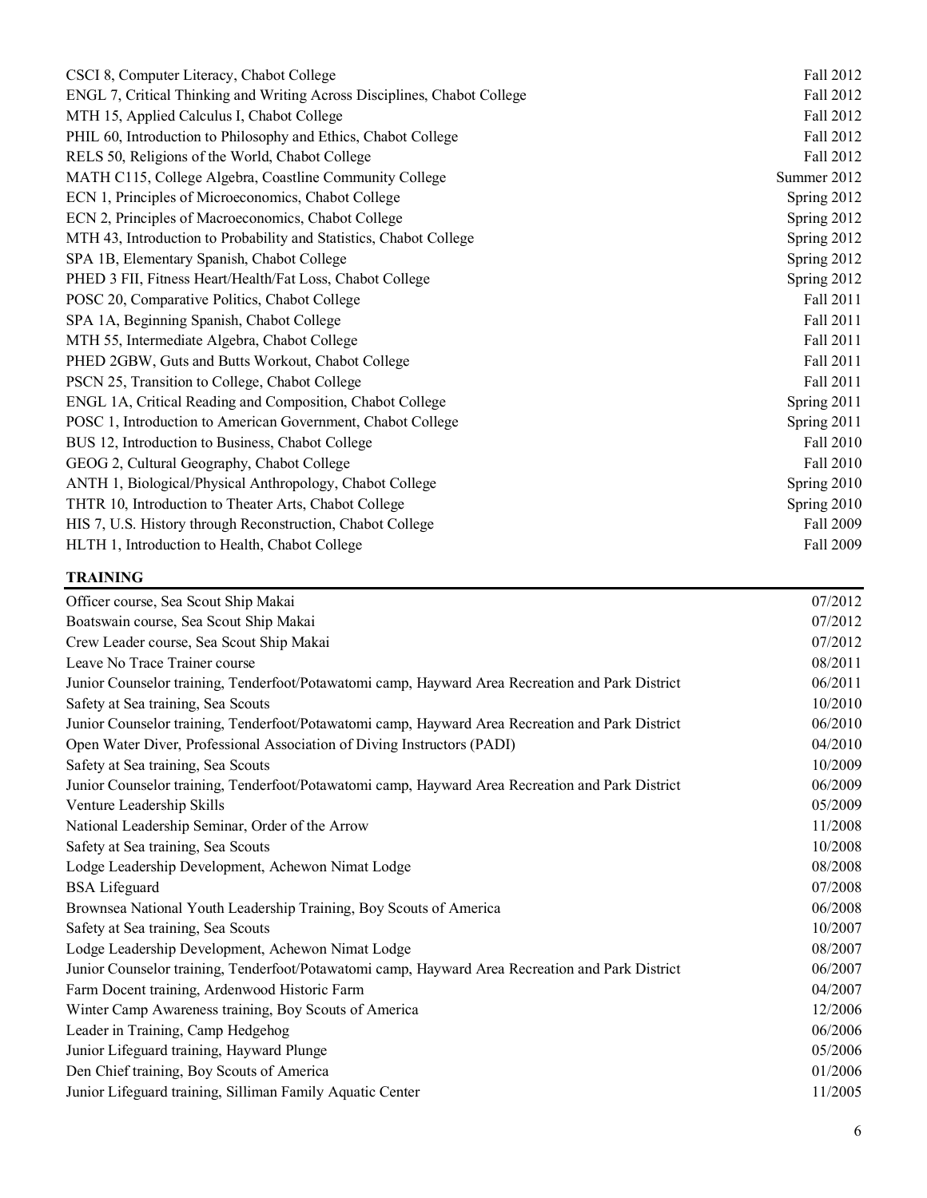| | |
|---|---|
| CSCI 8, Computer Literacy, Chabot College | Fall 2012 |
| ENGL 7, Critical Thinking and Writing Across Disciplines, Chabot College | Fall 2012 |
| MTH 15, Applied Calculus I, Chabot College | Fall 2012 |
| PHIL 60, Introduction to Philosophy and Ethics, Chabot College | Fall 2012 |
| RELS 50, Religions of the World, Chabot College | Fall 2012 |
| MATH C115, College Algebra, Coastline Community College | Summer 2012 |
| ECN 1, Principles of Microeconomics, Chabot College | Spring 2012 |
| ECN 2, Principles of Macroeconomics, Chabot College | Spring 2012 |
| MTH 43, Introduction to Probability and Statistics, Chabot College | Spring 2012 |
| SPA 1B, Elementary Spanish, Chabot College | Spring 2012 |
| PHED 3 FII, Fitness Heart/Health/Fat Loss, Chabot College | Spring 2012 |
| POSC 20, Comparative Politics, Chabot College | Fall 2011 |
| SPA 1A, Beginning Spanish, Chabot College | Fall 2011 |
| MTH 55, Intermediate Algebra, Chabot College | Fall 2011 |
| PHED 2GBW, Guts and Butts Workout, Chabot College | Fall 2011 |
| PSCN 25, Transition to College, Chabot College | Fall 2011 |
| ENGL 1A, Critical Reading and Composition, Chabot College | Spring 2011 |
| POSC 1, Introduction to American Government, Chabot College | Spring 2011 |
| BUS 12, Introduction to Business, Chabot College | Fall 2010 |
| GEOG 2, Cultural Geography, Chabot College | Fall 2010 |
| ANTH 1, Biological/Physical Anthropology, Chabot College | Spring 2010 |
| THTR 10, Introduction to Theater Arts, Chabot College | Spring 2010 |
| HIS 7, U.S. History through Reconstruction, Chabot College | Fall 2009 |
| HLTH 1, Introduction to Health, Chabot College | Fall 2009 |

## TRAINING

| | |
|---|---|
| Officer course, Sea Scout Ship Makai | 07/2012 |
| Boatswain course, Sea Scout Ship Makai | 07/2012 |
| Crew Leader course, Sea Scout Ship Makai | 07/2012 |
| Leave No Trace Trainer course | 08/2011 |
| Junior Counselor training, Tenderfoot/Potawatomi camp, Hayward Area Recreation and Park District | 06/2011 |
| Safety at Sea training, Sea Scouts | 10/2010 |
| Junior Counselor training, Tenderfoot/Potawatomi camp, Hayward Area Recreation and Park District | 06/2010 |
| Open Water Diver, Professional Association of Diving Instructors (PADI) | 04/2010 |
| Safety at Sea training, Sea Scouts | 10/2009 |
| Junior Counselor training, Tenderfoot/Potawatomi camp, Hayward Area Recreation and Park District | 06/2009 |
| Venture Leadership Skills | 05/2009 |
| National Leadership Seminar, Order of the Arrow | 11/2008 |
| Safety at Sea training, Sea Scouts | 10/2008 |
| Lodge Leadership Development, Achewon Nimat Lodge | 08/2008 |
| BSA Lifeguard | 07/2008 |
| Brownsea National Youth Leadership Training, Boy Scouts of America | 06/2008 |
| Safety at Sea training, Sea Scouts | 10/2007 |
| Lodge Leadership Development, Achewon Nimat Lodge | 08/2007 |
| Junior Counselor training, Tenderfoot/Potawatomi camp, Hayward Area Recreation and Park District | 06/2007 |
| Farm Docent training, Ardenwood Historic Farm | 04/2007 |
| Winter Camp Awareness training, Boy Scouts of America | 12/2006 |
| Leader in Training, Camp Hedgehog | 06/2006 |
| Junior Lifeguard training, Hayward Plunge | 05/2006 |
| Den Chief training, Boy Scouts of America | 01/2006 |
| Junior Lifeguard training, Silliman Family Aquatic Center | 11/2005 |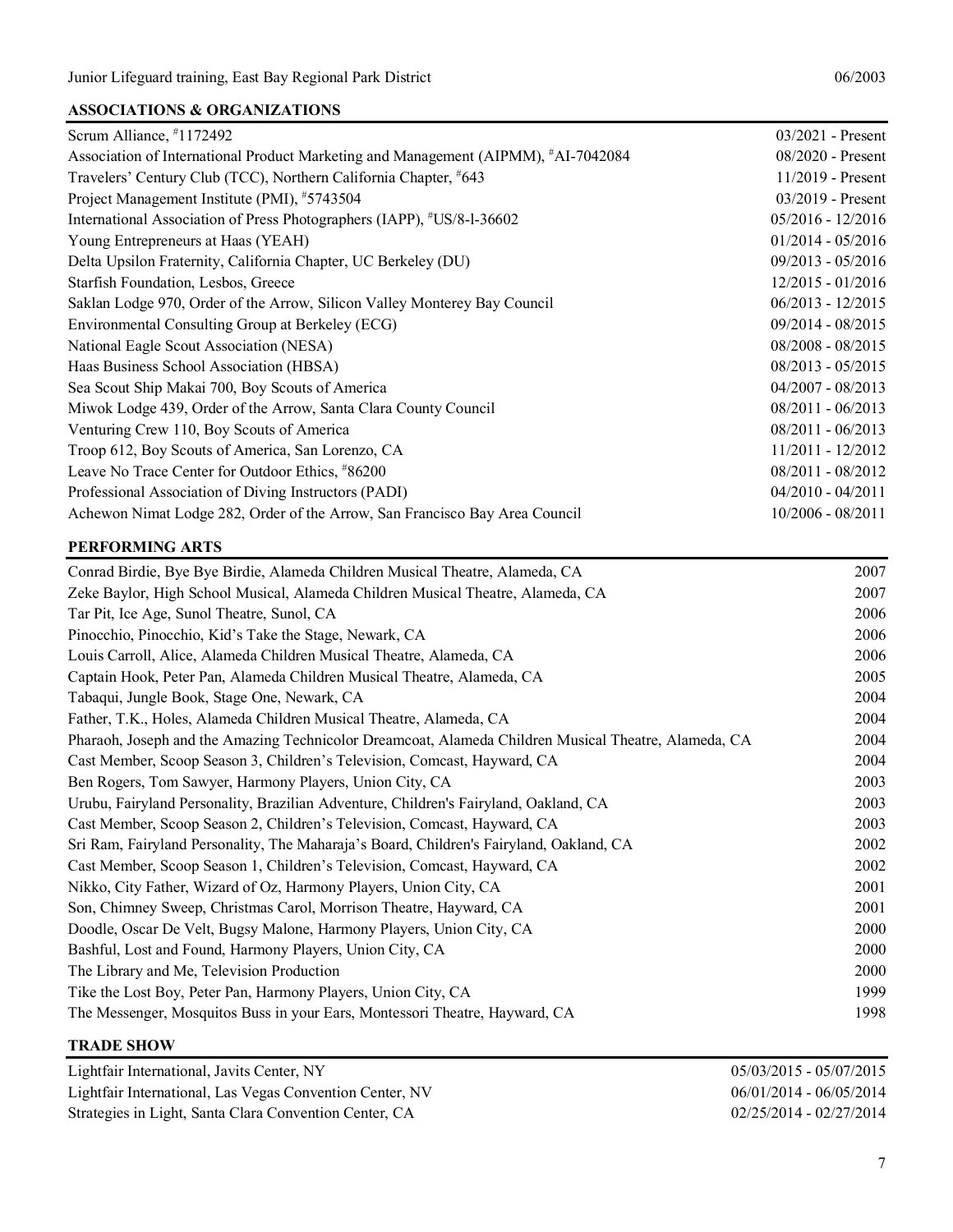Junior Lifeguard training, East Bay Regional Park District 06/2003

## ASSOCIATIONS & ORGANIZATIONS

| | |
|---|---|
| Scrum Alliance, #1172492 | 03/2021 - Present |
| Association of International Product Marketing and Management (AIPMM), #AI-7042084 | 08/2020 - Present |
| Travelers' Century Club (TCC), Northern California Chapter, #643 | 11/2019 - Present |
| Project Management Institute (PMI), #5743504 | 03/2019 - Present |
| International Association of Press Photographers (IAPP), #US/8-l-36602 | 05/2016 - 12/2016 |
| Young Entrepreneurs at Haas (YEAH) | 01/2014 - 05/2016 |
| Delta Upsilon Fraternity, California Chapter, UC Berkeley (DU) | 09/2013 - 05/2016 |
| Starfish Foundation, Lesbos, Greece | 12/2015 - 01/2016 |
| Saklan Lodge 970, Order of the Arrow, Silicon Valley Monterey Bay Council | 06/2013 - 12/2015 |
| Environmental Consulting Group at Berkeley (ECG) | 09/2014 - 08/2015 |
| National Eagle Scout Association (NESA) | 08/2008 - 08/2015 |
| Haas Business School Association (HBSA) | 08/2013 - 05/2015 |
| Sea Scout Ship Makai 700, Boy Scouts of America | 04/2007 - 08/2013 |
| Miwok Lodge 439, Order of the Arrow, Santa Clara County Council | 08/2011 - 06/2013 |
| Venturing Crew 110, Boy Scouts of America | 08/2011 - 06/2013 |
| Troop 612, Boy Scouts of America, San Lorenzo, CA | 11/2011 - 12/2012 |
| Leave No Trace Center for Outdoor Ethics, #86200 | 08/2011 - 08/2012 |
| Professional Association of Diving Instructors (PADI) | 04/2010 - 04/2011 |
| Achewon Nimat Lodge 282, Order of the Arrow, San Francisco Bay Area Council | 10/2006 - 08/2011 |

## PERFORMING ARTS

| | |
|---|---|
| Conrad Birdie, Bye Bye Birdie, Alameda Children Musical Theatre, Alameda, CA | 2007 |
| Zeke Baylor, High School Musical, Alameda Children Musical Theatre, Alameda, CA | 2007 |
| Tar Pit, Ice Age, Sunol Theatre, Sunol, CA | 2006 |
| Pinocchio, Pinocchio, Kid's Take the Stage, Newark, CA | 2006 |
| Louis Carroll, Alice, Alameda Children Musical Theatre, Alameda, CA | 2006 |
| Captain Hook, Peter Pan, Alameda Children Musical Theatre, Alameda, CA | 2005 |
| Tabaqui, Jungle Book, Stage One, Newark, CA | 2004 |
| Father, T.K., Holes, Alameda Children Musical Theatre, Alameda, CA | 2004 |
| Pharaoh, Joseph and the Amazing Technicolor Dreamcoat, Alameda Children Musical Theatre, Alameda, CA | 2004 |
| Cast Member, Scoop Season 3, Children's Television, Comcast, Hayward, CA | 2004 |
| Ben Rogers, Tom Sawyer, Harmony Players, Union City, CA | 2003 |
| Urubu, Fairyland Personality, Brazilian Adventure, Children's Fairyland, Oakland, CA | 2003 |
| Cast Member, Scoop Season 2, Children's Television, Comcast, Hayward, CA | 2003 |
| Sri Ram, Fairyland Personality, The Maharaja's Board, Children's Fairyland, Oakland, CA | 2002 |
| Cast Member, Scoop Season 1, Children's Television, Comcast, Hayward, CA | 2002 |
| Nikko, City Father, Wizard of Oz, Harmony Players, Union City, CA | 2001 |
| Son, Chimney Sweep, Christmas Carol, Morrison Theatre, Hayward, CA | 2001 |
| Doodle, Oscar De Velt, Bugsy Malone, Harmony Players, Union City, CA | 2000 |
| Bashful, Lost and Found, Harmony Players, Union City, CA | 2000 |
| The Library and Me, Television Production | 2000 |
| Tike the Lost Boy, Peter Pan, Harmony Players, Union City, CA | 1999 |
| The Messenger, Mosquitos Buss in your Ears, Montessori Theatre, Hayward, CA | 1998 |

## TRADE SHOW

| | |
|---|---|
| Lightfair International, Javits Center, NY | 05/03/2015 - 05/07/2015 |
| Lightfair International, Las Vegas Convention Center, NV | 06/01/2014 - 06/05/2014 |
| Strategies in Light, Santa Clara Convention Center, CA | 02/25/2014 - 02/27/2014 |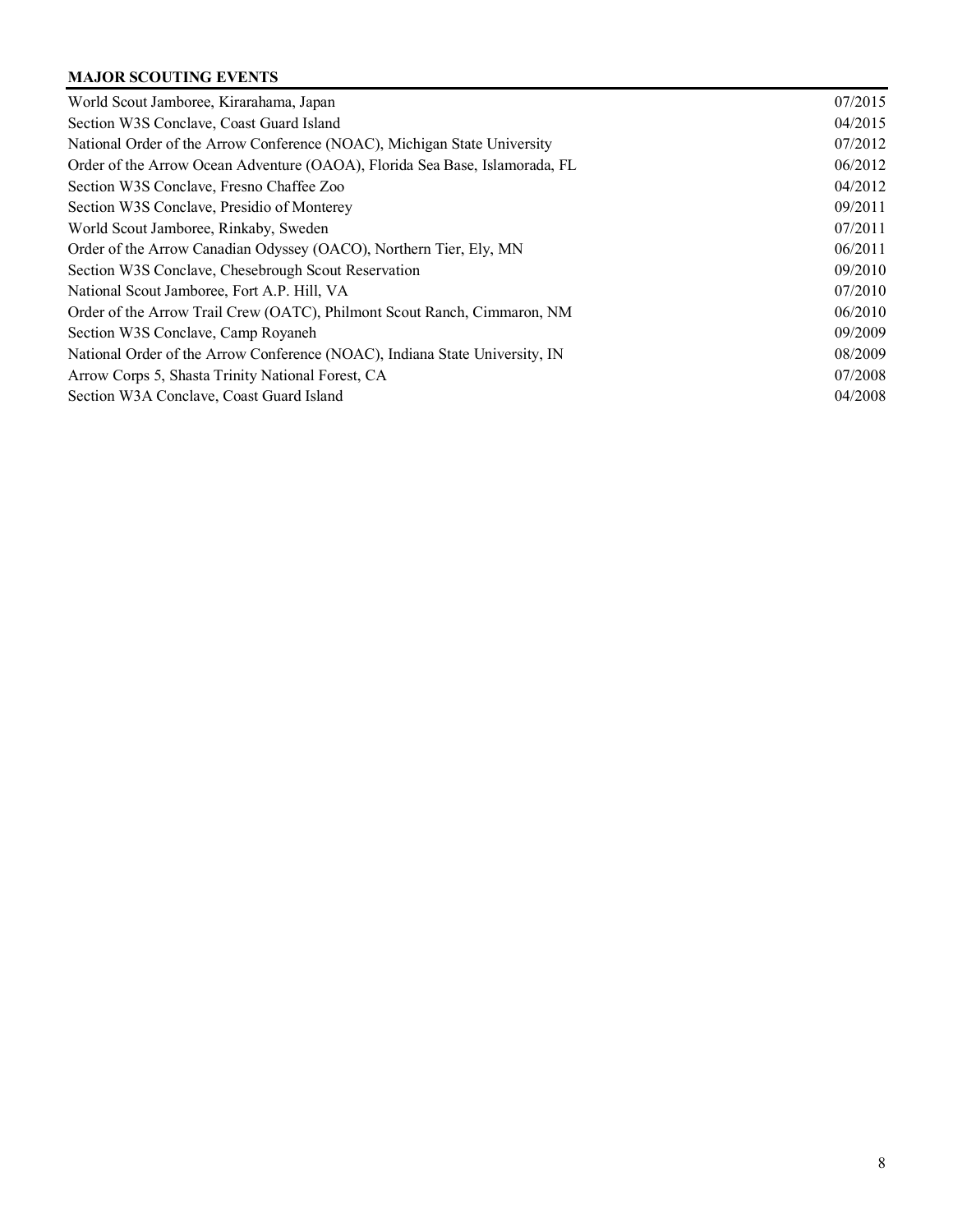**MAJOR SCOUTING EVENTS**

| | |
|---|---|
| World Scout Jamboree, Kirarahama, Japan | 07/2015 |
| Section W3S Conclave, Coast Guard Island | 04/2015 |
| National Order of the Arrow Conference (NOAC), Michigan State University | 07/2012 |
| Order of the Arrow Ocean Adventure (OAOA), Florida Sea Base, Islamorada, FL | 06/2012 |
| Section W3S Conclave, Fresno Chaffee Zoo | 04/2012 |
| Section W3S Conclave, Presidio of Monterey | 09/2011 |
| World Scout Jamboree, Rinkaby, Sweden | 07/2011 |
| Order of the Arrow Canadian Odyssey (OACO), Northern Tier, Ely, MN | 06/2011 |
| Section W3S Conclave, Chesebrough Scout Reservation | 09/2010 |
| National Scout Jamboree, Fort A.P. Hill, VA | 07/2010 |
| Order of the Arrow Trail Crew (OATC), Philmont Scout Ranch, Cimmaron, NM | 06/2010 |
| Section W3S Conclave, Camp Royaneh | 09/2009 |
| National Order of the Arrow Conference (NOAC), Indiana State University, IN | 08/2009 |
| Arrow Corps 5, Shasta Trinity National Forest, CA | 07/2008 |
| Section W3A Conclave, Coast Guard Island | 04/2008 |